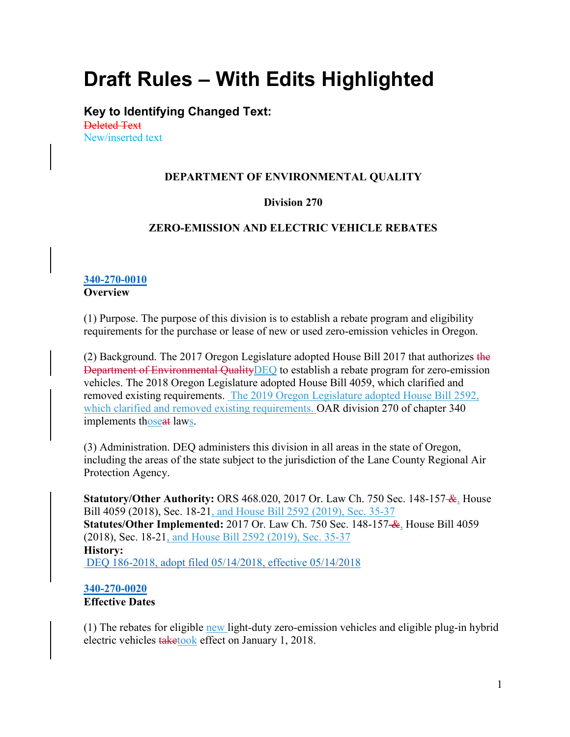# Draft Rules – With Edits Highlighted

### Key to Identifying Changed Text:

~~Deleted Text~~
New/inserted text

**DEPARTMENT OF ENVIRONMENTAL QUALITY**

**Division 270**

**ZERO-EMISSION AND ELECTRIC VEHICLE REBATES**

**340-270-0010**
**Overview**

(1) Purpose. The purpose of this division is to establish a rebate program and eligibility requirements for the purchase or lease of new or used zero-emission vehicles in Oregon.

(2) Background. The 2017 Oregon Legislature adopted House Bill 2017 that authorizes ~~the Department of Environmental Quality~~DEQ to establish a rebate program for zero-emission vehicles. The 2018 Oregon Legislature adopted House Bill 4059, which clarified and removed existing requirements. The 2019 Oregon Legislature adopted House Bill 2592, which clarified and removed existing requirements. OAR division 270 of chapter 340 implements th~~at~~ose laws.

(3) Administration. DEQ administers this division in all areas in the state of Oregon, including the areas of the state subject to the jurisdiction of the Lane County Regional Air Protection Agency.

**Statutory/Other Authority:** ORS 468.020, 2017 Or. Law Ch. 750 Sec. 148-157 ~~&~~, House Bill 4059 (2018), Sec. 18-21, and House Bill 2592 (2019), Sec. 35-37
**Statutes/Other Implemented:** 2017 Or. Law Ch. 750 Sec. 148-157 ~~&~~, House Bill 4059 (2018), Sec. 18-21, and House Bill 2592 (2019), Sec. 35-37
**History:**
DEQ 186-2018, adopt filed 05/14/2018, effective 05/14/2018

**340-270-0020**
**Effective Dates**

(1) The rebates for eligible new light-duty zero-emission vehicles and eligible plug-in hybrid electric vehicles ~~take~~took effect on January 1, 2018.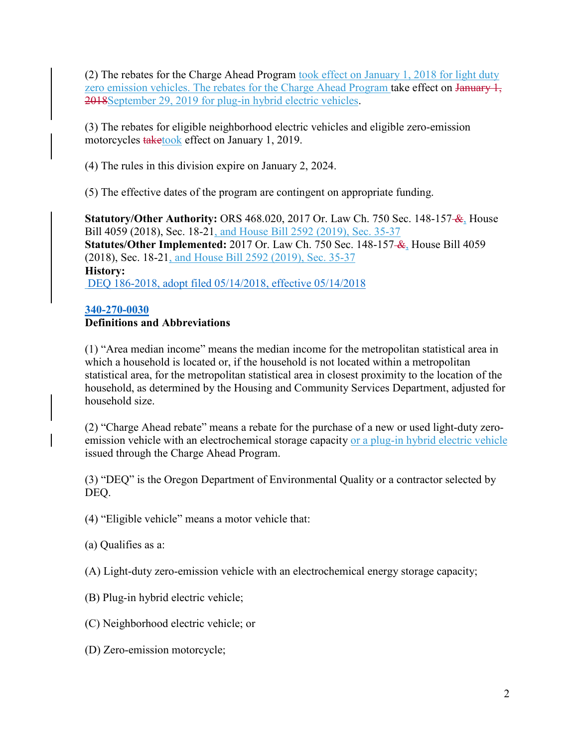(2) The rebates for the Charge Ahead Program took effect on January 1, 2018 for light duty zero emission vehicles. The rebates for the Charge Ahead Program take effect on ~~January 1, 2018~~September 29, 2019 for plug-in hybrid electric vehicles.

(3) The rebates for eligible neighborhood electric vehicles and eligible zero-emission motorcycles ~~take~~took effect on January 1, 2019.

(4) The rules in this division expire on January 2, 2024.

(5) The effective dates of the program are contingent on appropriate funding.

**Statutory/Other Authority:** ORS 468.020, 2017 Or. Law Ch. 750 Sec. 148-157~~ &~~, House Bill 4059 (2018), Sec. 18-21, and House Bill 2592 (2019), Sec. 35-37
**Statutes/Other Implemented:** 2017 Or. Law Ch. 750 Sec. 148-157~~ &~~, House Bill 4059 (2018), Sec. 18-21, and House Bill 2592 (2019), Sec. 35-37
**History:**
DEQ 186-2018, adopt filed 05/14/2018, effective 05/14/2018

**340-270-0030**
**Definitions and Abbreviations**

(1) "Area median income" means the median income for the metropolitan statistical area in which a household is located or, if the household is not located within a metropolitan statistical area, for the metropolitan statistical area in closest proximity to the location of the household, as determined by the Housing and Community Services Department, adjusted for household size.

(2) "Charge Ahead rebate" means a rebate for the purchase of a new or used light-duty zero-emission vehicle with an electrochemical storage capacity or a plug-in hybrid electric vehicle issued through the Charge Ahead Program.

(3) "DEQ" is the Oregon Department of Environmental Quality or a contractor selected by DEQ.

(4) "Eligible vehicle" means a motor vehicle that:

(a) Qualifies as a:

(A) Light-duty zero-emission vehicle with an electrochemical energy storage capacity;

(B) Plug-in hybrid electric vehicle;

(C) Neighborhood electric vehicle; or

(D) Zero-emission motorcycle;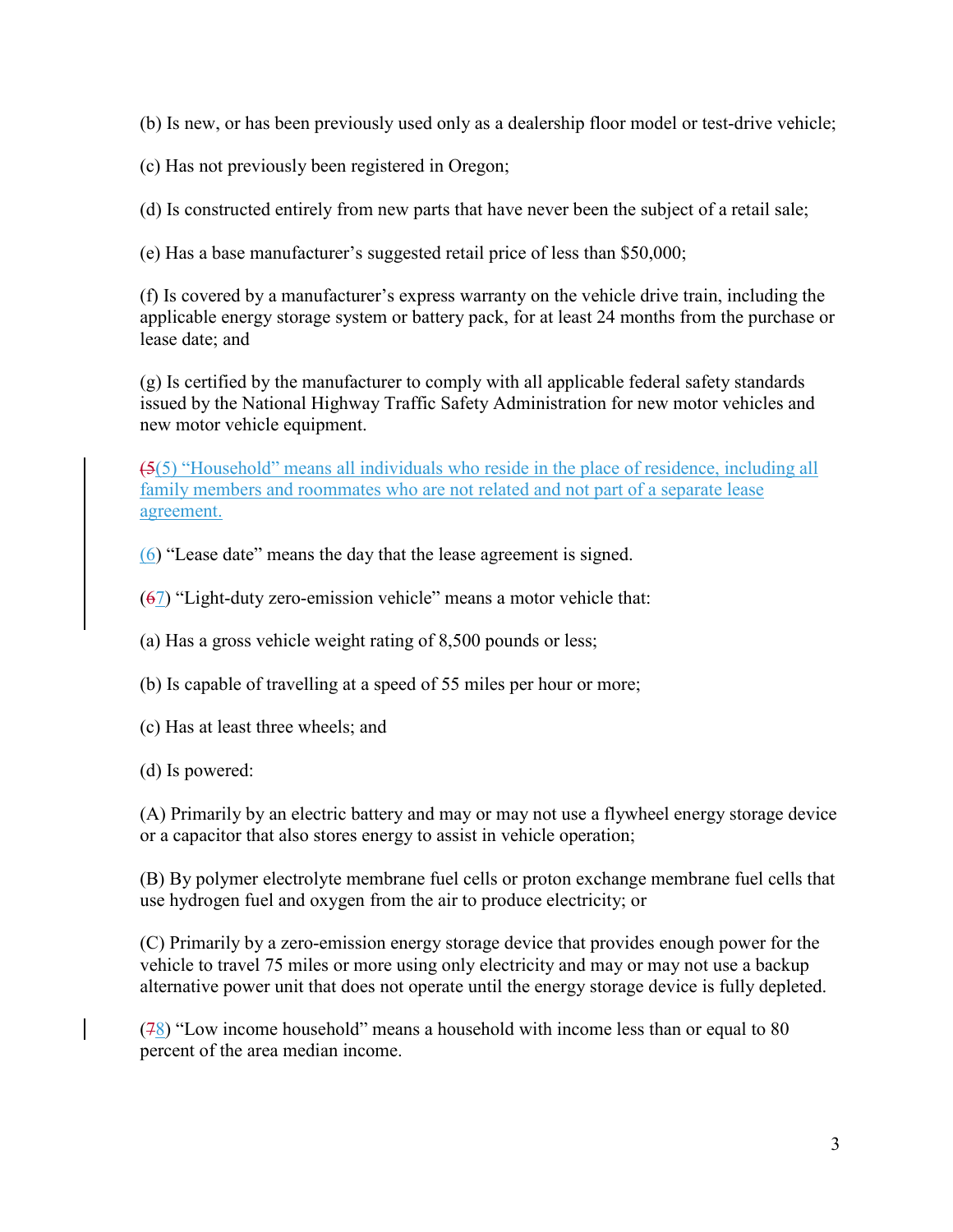(b) Is new, or has been previously used only as a dealership floor model or test-drive vehicle;

(c) Has not previously been registered in Oregon;

(d) Is constructed entirely from new parts that have never been the subject of a retail sale;

(e) Has a base manufacturer's suggested retail price of less than $50,000;

(f) Is covered by a manufacturer's express warranty on the vehicle drive train, including the applicable energy storage system or battery pack, for at least 24 months from the purchase or lease date; and

(g) Is certified by the manufacturer to comply with all applicable federal safety standards issued by the National Highway Traffic Safety Administration for new motor vehicles and new motor vehicle equipment.

~~(5~~(5) "Household" means all individuals who reside in the place of residence, including all family members and roommates who are not related and not part of a separate lease agreement.

(6) "Lease date" means the day that the lease agreement is signed.

(~~6~~7) "Light-duty zero-emission vehicle" means a motor vehicle that:

(a) Has a gross vehicle weight rating of 8,500 pounds or less;

(b) Is capable of travelling at a speed of 55 miles per hour or more;

(c) Has at least three wheels; and

(d) Is powered:

(A) Primarily by an electric battery and may or may not use a flywheel energy storage device or a capacitor that also stores energy to assist in vehicle operation;

(B) By polymer electrolyte membrane fuel cells or proton exchange membrane fuel cells that use hydrogen fuel and oxygen from the air to produce electricity; or

(C) Primarily by a zero-emission energy storage device that provides enough power for the vehicle to travel 75 miles or more using only electricity and may or may not use a backup alternative power unit that does not operate until the energy storage device is fully depleted.

(~~7~~8) "Low income household" means a household with income less than or equal to 80 percent of the area median income.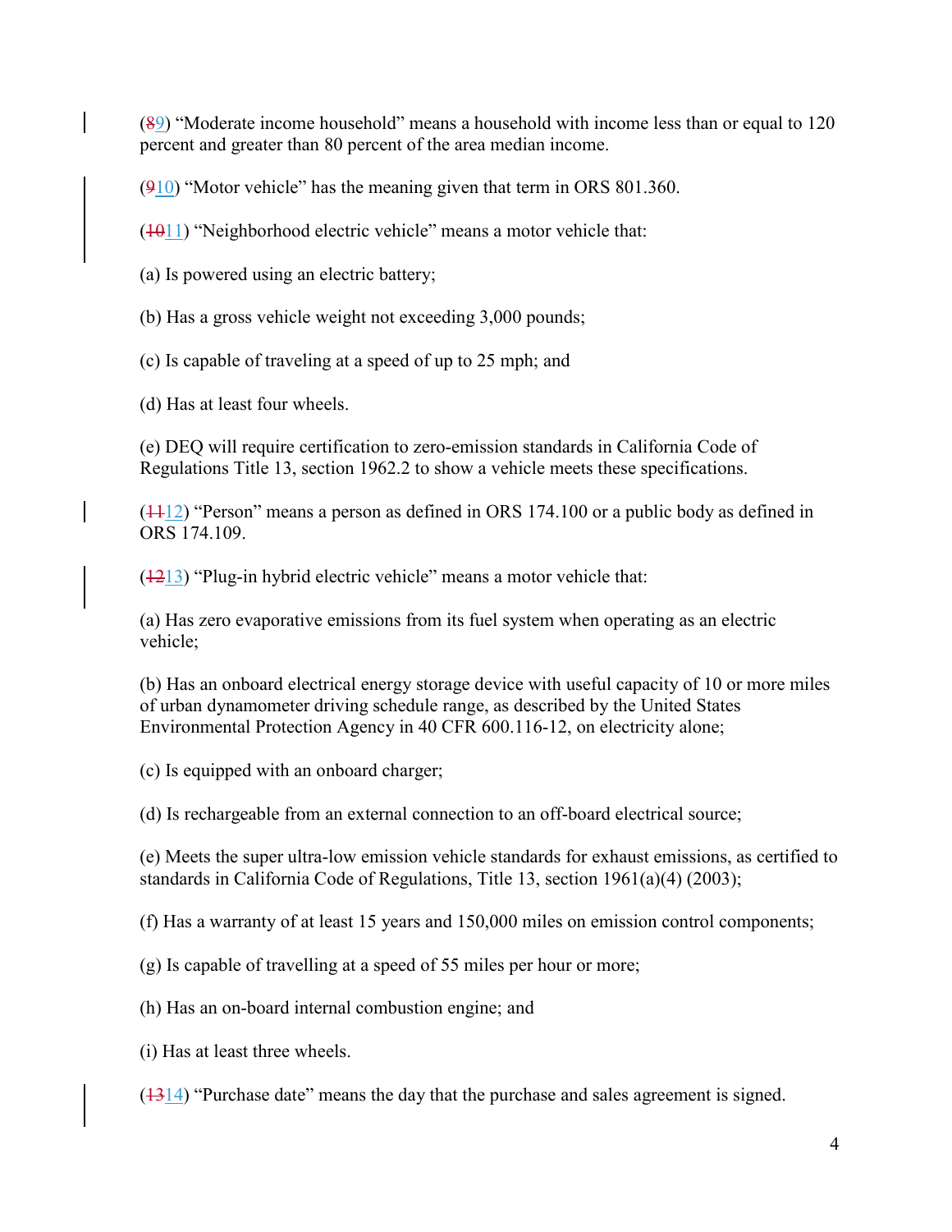(~~8~~9) "Moderate income household" means a household with income less than or equal to 120 percent and greater than 80 percent of the area median income.

(~~9~~10) "Motor vehicle" has the meaning given that term in ORS 801.360.

(~~10~~11) "Neighborhood electric vehicle" means a motor vehicle that:

(a) Is powered using an electric battery;

(b) Has a gross vehicle weight not exceeding 3,000 pounds;

(c) Is capable of traveling at a speed of up to 25 mph; and

(d) Has at least four wheels.

(e) DEQ will require certification to zero-emission standards in California Code of Regulations Title 13, section 1962.2 to show a vehicle meets these specifications.

(~~11~~12) "Person" means a person as defined in ORS 174.100 or a public body as defined in ORS 174.109.

(~~12~~13) "Plug-in hybrid electric vehicle" means a motor vehicle that:

(a) Has zero evaporative emissions from its fuel system when operating as an electric vehicle;

(b) Has an onboard electrical energy storage device with useful capacity of 10 or more miles of urban dynamometer driving schedule range, as described by the United States Environmental Protection Agency in 40 CFR 600.116-12, on electricity alone;

(c) Is equipped with an onboard charger;

(d) Is rechargeable from an external connection to an off-board electrical source;

(e) Meets the super ultra-low emission vehicle standards for exhaust emissions, as certified to standards in California Code of Regulations, Title 13, section 1961(a)(4) (2003);

(f) Has a warranty of at least 15 years and 150,000 miles on emission control components;

(g) Is capable of travelling at a speed of 55 miles per hour or more;

(h) Has an on-board internal combustion engine; and

(i) Has at least three wheels.

(~~13~~14) "Purchase date" means the day that the purchase and sales agreement is signed.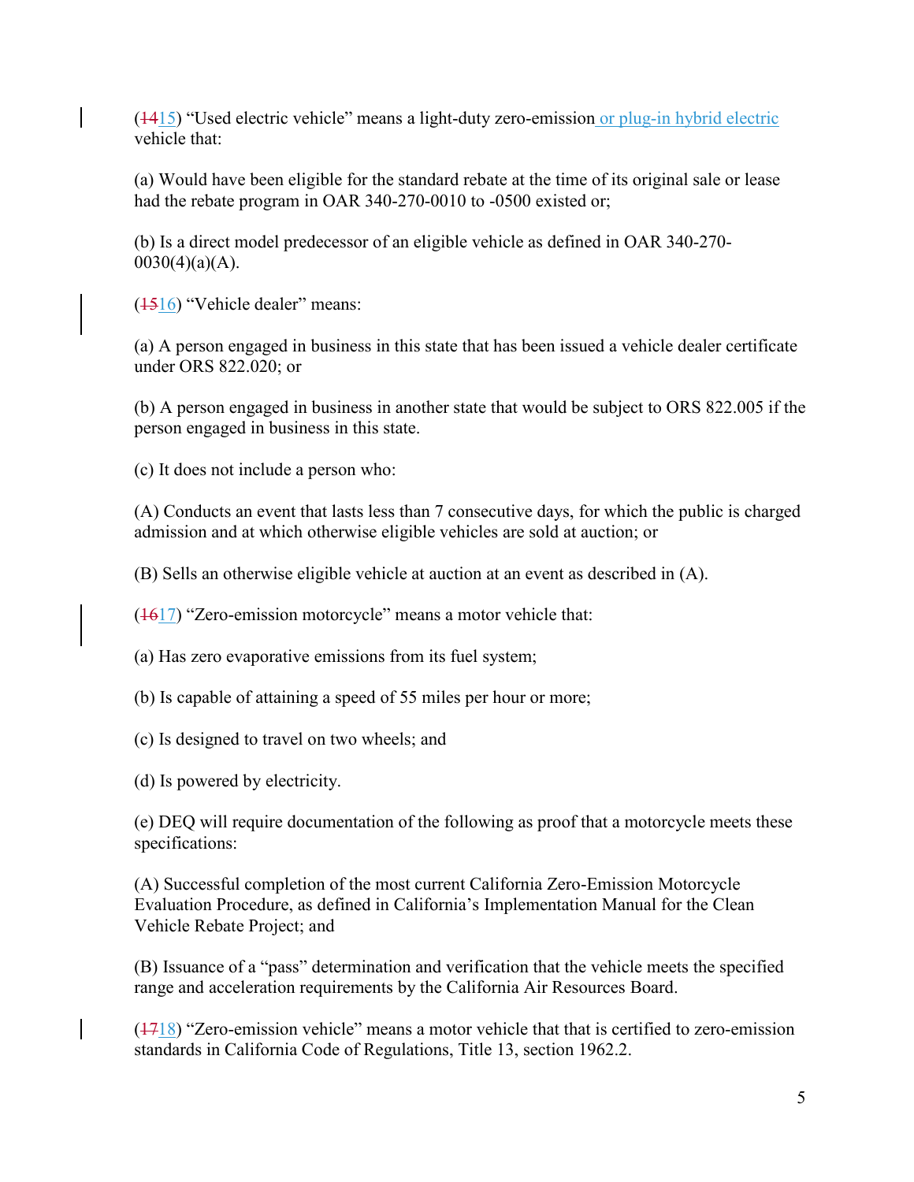(~~14~~15) "Used electric vehicle" means a light-duty zero-emission or plug-in hybrid electric vehicle that:

(a) Would have been eligible for the standard rebate at the time of its original sale or lease had the rebate program in OAR 340-270-0010 to -0500 existed or;

(b) Is a direct model predecessor of an eligible vehicle as defined in OAR 340-270-0030(4)(a)(A).

(~~15~~16) "Vehicle dealer" means:

(a) A person engaged in business in this state that has been issued a vehicle dealer certificate under ORS 822.020; or

(b) A person engaged in business in another state that would be subject to ORS 822.005 if the person engaged in business in this state.

(c) It does not include a person who:

(A) Conducts an event that lasts less than 7 consecutive days, for which the public is charged admission and at which otherwise eligible vehicles are sold at auction; or

(B) Sells an otherwise eligible vehicle at auction at an event as described in (A).

(~~16~~17) "Zero-emission motorcycle" means a motor vehicle that:

(a) Has zero evaporative emissions from its fuel system;

(b) Is capable of attaining a speed of 55 miles per hour or more;

(c) Is designed to travel on two wheels; and

(d) Is powered by electricity.

(e) DEQ will require documentation of the following as proof that a motorcycle meets these specifications:

(A) Successful completion of the most current California Zero-Emission Motorcycle Evaluation Procedure, as defined in California's Implementation Manual for the Clean Vehicle Rebate Project; and

(B) Issuance of a "pass" determination and verification that the vehicle meets the specified range and acceleration requirements by the California Air Resources Board.

(~~17~~18) "Zero-emission vehicle" means a motor vehicle that that is certified to zero-emission standards in California Code of Regulations, Title 13, section 1962.2.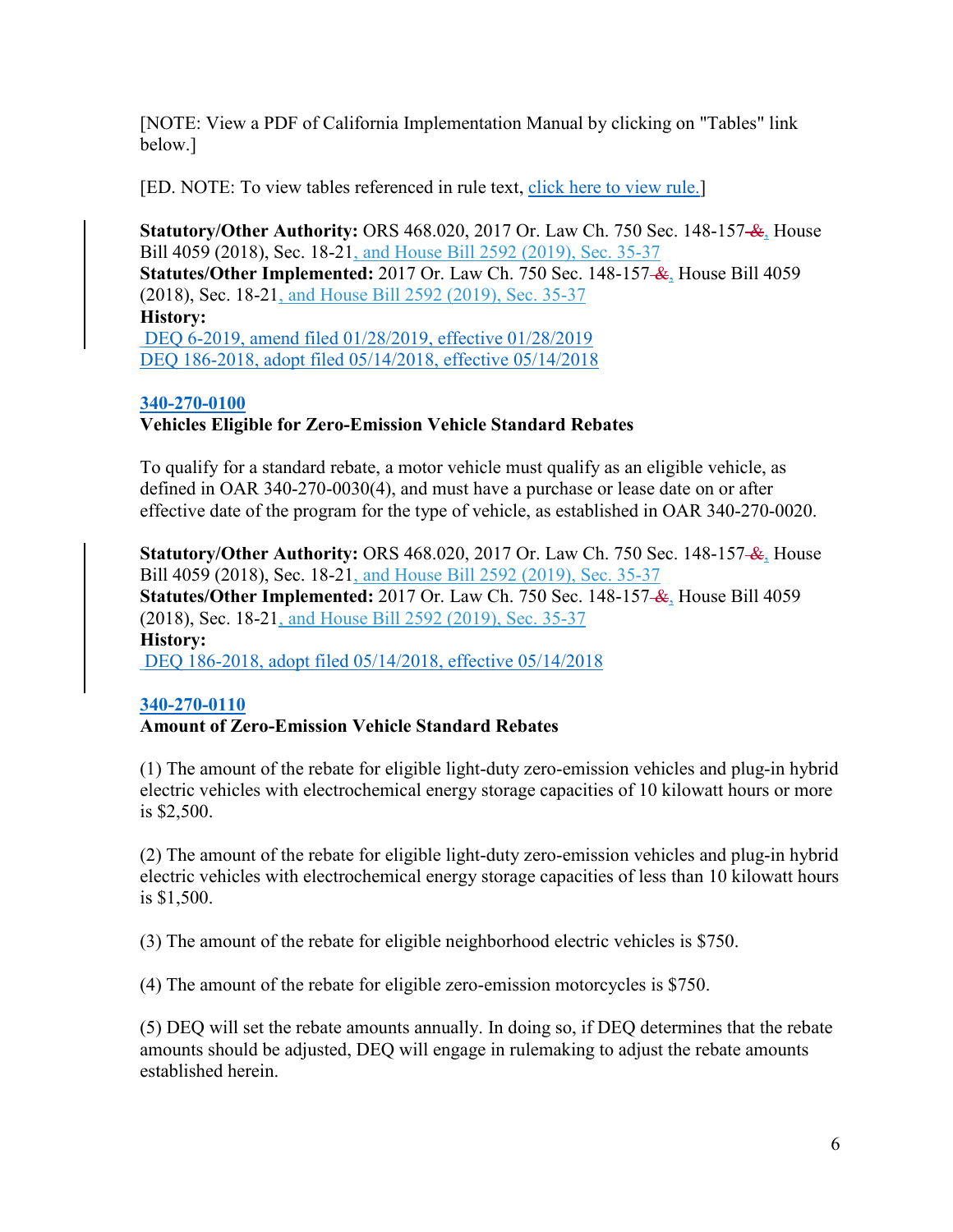[NOTE: View a PDF of California Implementation Manual by clicking on "Tables" link below.]

[ED. NOTE: To view tables referenced in rule text, click here to view rule.]

**Statutory/Other Authority:** ORS 468.020, 2017 Or. Law Ch. 750 Sec. 148-157 ~~&~~, House Bill 4059 (2018), Sec. 18-21, and House Bill 2592 (2019), Sec. 35-37
**Statutes/Other Implemented:** 2017 Or. Law Ch. 750 Sec. 148-157 ~~&~~, House Bill 4059 (2018), Sec. 18-21, and House Bill 2592 (2019), Sec. 35-37
**History:**
DEQ 6-2019, amend filed 01/28/2019, effective 01/28/2019
DEQ 186-2018, adopt filed 05/14/2018, effective 05/14/2018

**340-270-0100**
**Vehicles Eligible for Zero-Emission Vehicle Standard Rebates**

To qualify for a standard rebate, a motor vehicle must qualify as an eligible vehicle, as defined in OAR 340-270-0030(4), and must have a purchase or lease date on or after effective date of the program for the type of vehicle, as established in OAR 340-270-0020.

**Statutory/Other Authority:** ORS 468.020, 2017 Or. Law Ch. 750 Sec. 148-157 ~~&~~, House Bill 4059 (2018), Sec. 18-21, and House Bill 2592 (2019), Sec. 35-37
**Statutes/Other Implemented:** 2017 Or. Law Ch. 750 Sec. 148-157 ~~&~~, House Bill 4059 (2018), Sec. 18-21, and House Bill 2592 (2019), Sec. 35-37
**History:**
DEQ 186-2018, adopt filed 05/14/2018, effective 05/14/2018

**340-270-0110**
**Amount of Zero-Emission Vehicle Standard Rebates**

(1) The amount of the rebate for eligible light-duty zero-emission vehicles and plug-in hybrid electric vehicles with electrochemical energy storage capacities of 10 kilowatt hours or more is $2,500.

(2) The amount of the rebate for eligible light-duty zero-emission vehicles and plug-in hybrid electric vehicles with electrochemical energy storage capacities of less than 10 kilowatt hours is $1,500.

(3) The amount of the rebate for eligible neighborhood electric vehicles is $750.

(4) The amount of the rebate for eligible zero-emission motorcycles is $750.

(5) DEQ will set the rebate amounts annually. In doing so, if DEQ determines that the rebate amounts should be adjusted, DEQ will engage in rulemaking to adjust the rebate amounts established herein.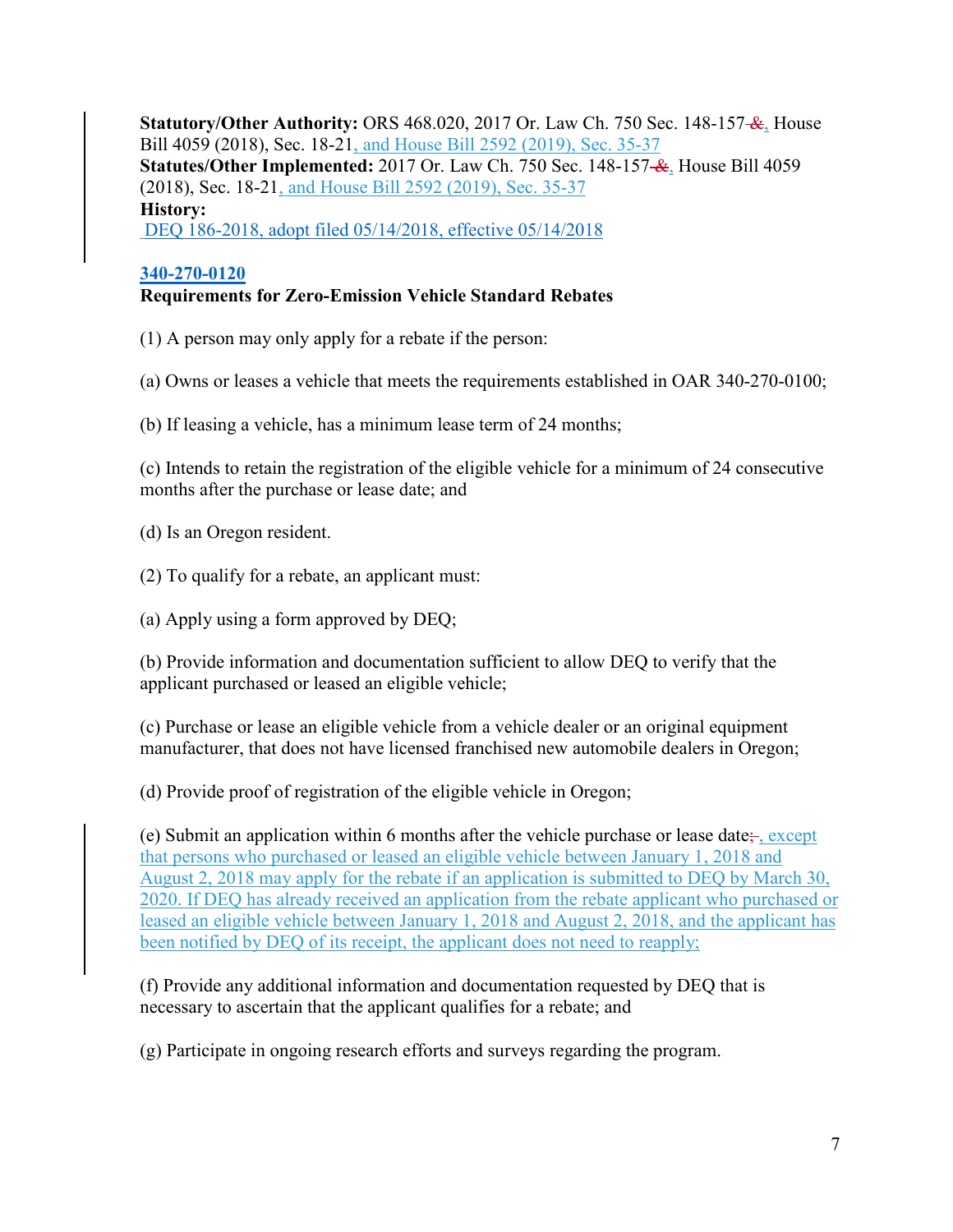**Statutory/Other Authority:** ORS 468.020, 2017 Or. Law Ch. 750 Sec. 148-157 &, House Bill 4059 (2018), Sec. 18-21, and House Bill 2592 (2019), Sec. 35-37
**Statutes/Other Implemented:** 2017 Or. Law Ch. 750 Sec. 148-157 &, House Bill 4059 (2018), Sec. 18-21, and House Bill 2592 (2019), Sec. 35-37
**History:**
DEQ 186-2018, adopt filed 05/14/2018, effective 05/14/2018

**340-270-0120**
**Requirements for Zero-Emission Vehicle Standard Rebates**

(1) A person may only apply for a rebate if the person:

(a) Owns or leases a vehicle that meets the requirements established in OAR 340-270-0100;

(b) If leasing a vehicle, has a minimum lease term of 24 months;

(c) Intends to retain the registration of the eligible vehicle for a minimum of 24 consecutive months after the purchase or lease date; and

(d) Is an Oregon resident.

(2) To qualify for a rebate, an applicant must:

(a) Apply using a form approved by DEQ;

(b) Provide information and documentation sufficient to allow DEQ to verify that the applicant purchased or leased an eligible vehicle;

(c) Purchase or lease an eligible vehicle from a vehicle dealer or an original equipment manufacturer, that does not have licensed franchised new automobile dealers in Oregon;

(d) Provide proof of registration of the eligible vehicle in Oregon;

(e) Submit an application within 6 months after the vehicle purchase or lease date;, except that persons who purchased or leased an eligible vehicle between January 1, 2018 and August 2, 2018 may apply for the rebate if an application is submitted to DEQ by March 30, 2020. If DEQ has already received an application from the rebate applicant who purchased or leased an eligible vehicle between January 1, 2018 and August 2, 2018, and the applicant has been notified by DEQ of its receipt, the applicant does not need to reapply;

(f) Provide any additional information and documentation requested by DEQ that is necessary to ascertain that the applicant qualifies for a rebate; and

(g) Participate in ongoing research efforts and surveys regarding the program.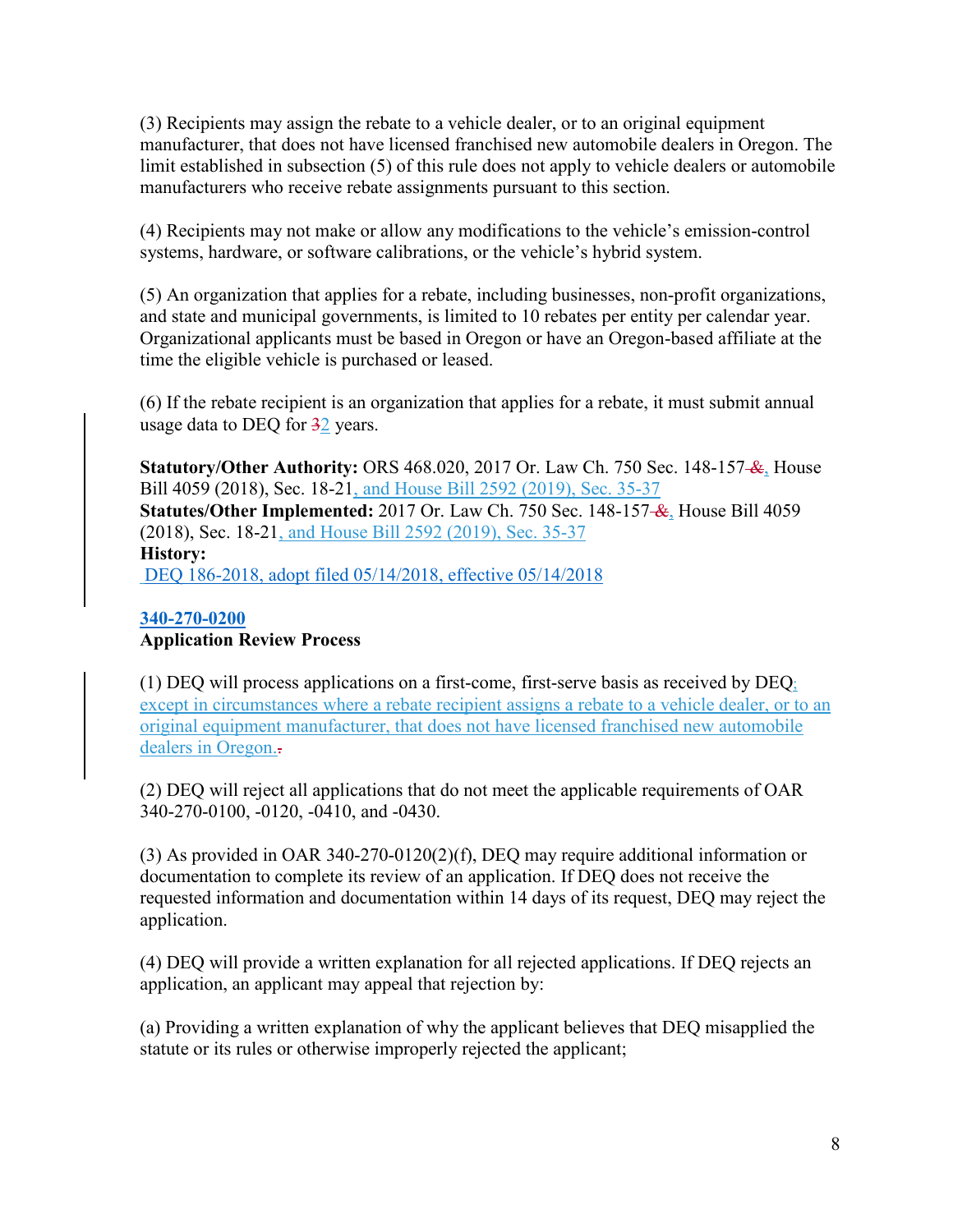(3) Recipients may assign the rebate to a vehicle dealer, or to an original equipment manufacturer, that does not have licensed franchised new automobile dealers in Oregon. The limit established in subsection (5) of this rule does not apply to vehicle dealers or automobile manufacturers who receive rebate assignments pursuant to this section.

(4) Recipients may not make or allow any modifications to the vehicle's emission-control systems, hardware, or software calibrations, or the vehicle's hybrid system.

(5) An organization that applies for a rebate, including businesses, non-profit organizations, and state and municipal governments, is limited to 10 rebates per entity per calendar year. Organizational applicants must be based in Oregon or have an Oregon-based affiliate at the time the eligible vehicle is purchased or leased.

(6) If the rebate recipient is an organization that applies for a rebate, it must submit annual usage data to DEQ for ~~3~~2 years.

**Statutory/Other Authority:** ORS 468.020, 2017 Or. Law Ch. 750 Sec. 148-157 ~~&~~, House Bill 4059 (2018), Sec. 18-21, and House Bill 2592 (2019), Sec. 35-37
**Statutes/Other Implemented:** 2017 Or. Law Ch. 750 Sec. 148-157 ~~&~~, House Bill 4059 (2018), Sec. 18-21, and House Bill 2592 (2019), Sec. 35-37
**History:**
DEQ 186-2018, adopt filed 05/14/2018, effective 05/14/2018

**340-270-0200**
**Application Review Process**

(1) DEQ will process applications on a first-come, first-serve basis as received by DEQ; except in circumstances where a rebate recipient assigns a rebate to a vehicle dealer, or to an original equipment manufacturer, that does not have licensed franchised new automobile dealers in Oregon.~~.~~

(2) DEQ will reject all applications that do not meet the applicable requirements of OAR 340-270-0100, -0120, -0410, and -0430.

(3) As provided in OAR 340-270-0120(2)(f), DEQ may require additional information or documentation to complete its review of an application. If DEQ does not receive the requested information and documentation within 14 days of its request, DEQ may reject the application.

(4) DEQ will provide a written explanation for all rejected applications. If DEQ rejects an application, an applicant may appeal that rejection by:

(a) Providing a written explanation of why the applicant believes that DEQ misapplied the statute or its rules or otherwise improperly rejected the applicant;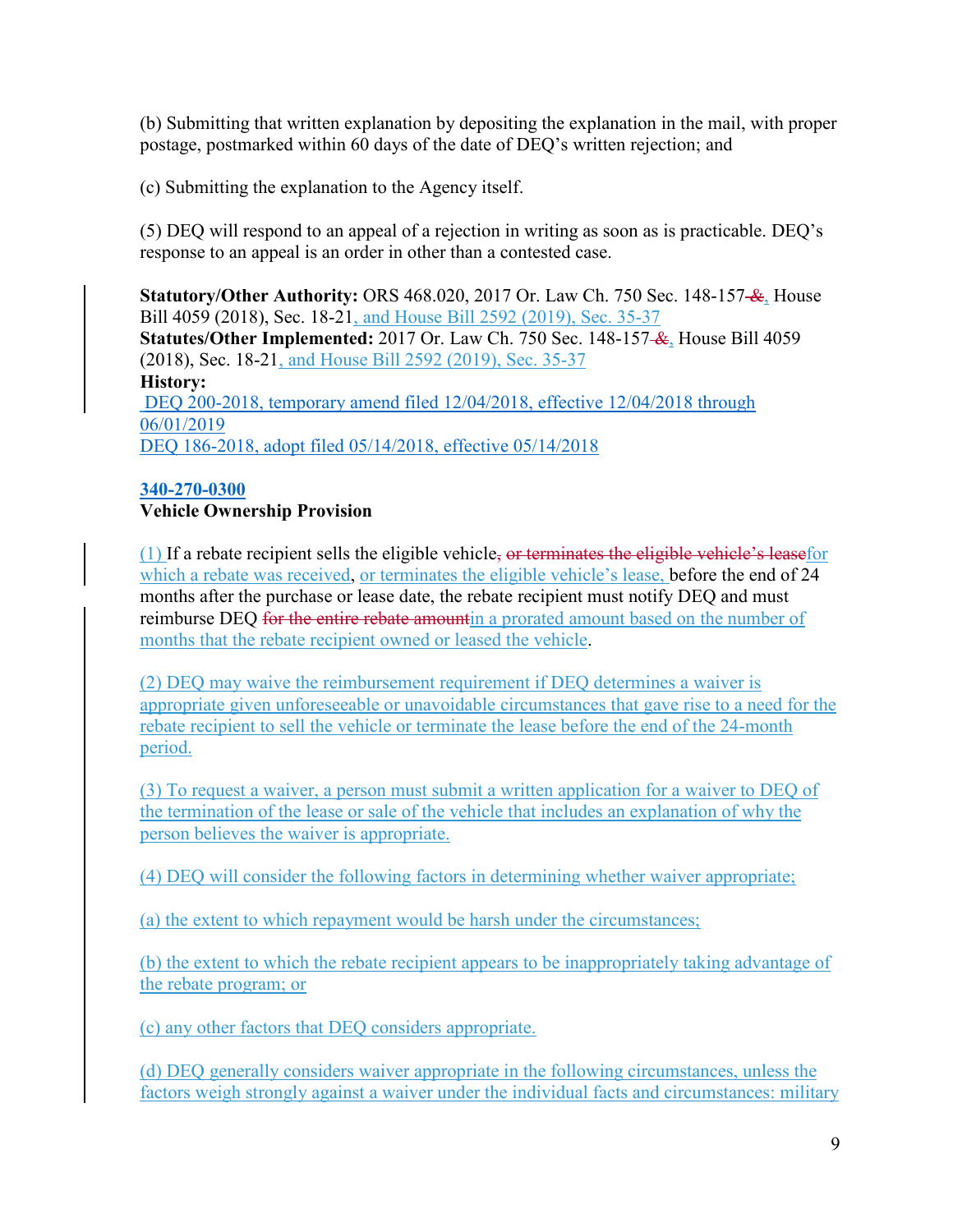(b) Submitting that written explanation by depositing the explanation in the mail, with proper postage, postmarked within 60 days of the date of DEQ's written rejection; and

(c) Submitting the explanation to the Agency itself.

(5) DEQ will respond to an appeal of a rejection in writing as soon as is practicable. DEQ's response to an appeal is an order in other than a contested case.

**Statutory/Other Authority:** ORS 468.020, 2017 Or. Law Ch. 750 Sec. 148-157 ~~&~~, House Bill 4059 (2018), Sec. 18-21, and House Bill 2592 (2019), Sec. 35-37
**Statutes/Other Implemented:** 2017 Or. Law Ch. 750 Sec. 148-157 ~~&~~, House Bill 4059 (2018), Sec. 18-21, and House Bill 2592 (2019), Sec. 35-37
**History:**
DEQ 200-2018, temporary amend filed 12/04/2018, effective 12/04/2018 through 06/01/2019
DEQ 186-2018, adopt filed 05/14/2018, effective 05/14/2018

**340-270-0300**
**Vehicle Ownership Provision**

(1) If a rebate recipient sells the eligible vehicle~~, or terminates the eligible vehicle's lease~~for which a rebate was received, or terminates the eligible vehicle's lease, before the end of 24 months after the purchase or lease date, the rebate recipient must notify DEQ and must reimburse DEQ ~~for the entire rebate amount~~in a prorated amount based on the number of months that the rebate recipient owned or leased the vehicle.

(2) DEQ may waive the reimbursement requirement if DEQ determines a waiver is appropriate given unforeseeable or unavoidable circumstances that gave rise to a need for the rebate recipient to sell the vehicle or terminate the lease before the end of the 24-month period.

(3) To request a waiver, a person must submit a written application for a waiver to DEQ of the termination of the lease or sale of the vehicle that includes an explanation of why the person believes the waiver is appropriate.

(4) DEQ will consider the following factors in determining whether waiver appropriate;

(a) the extent to which repayment would be harsh under the circumstances;

(b) the extent to which the rebate recipient appears to be inappropriately taking advantage of the rebate program; or

(c) any other factors that DEQ considers appropriate.

(d) DEQ generally considers waiver appropriate in the following circumstances, unless the factors weigh strongly against a waiver under the individual facts and circumstances: military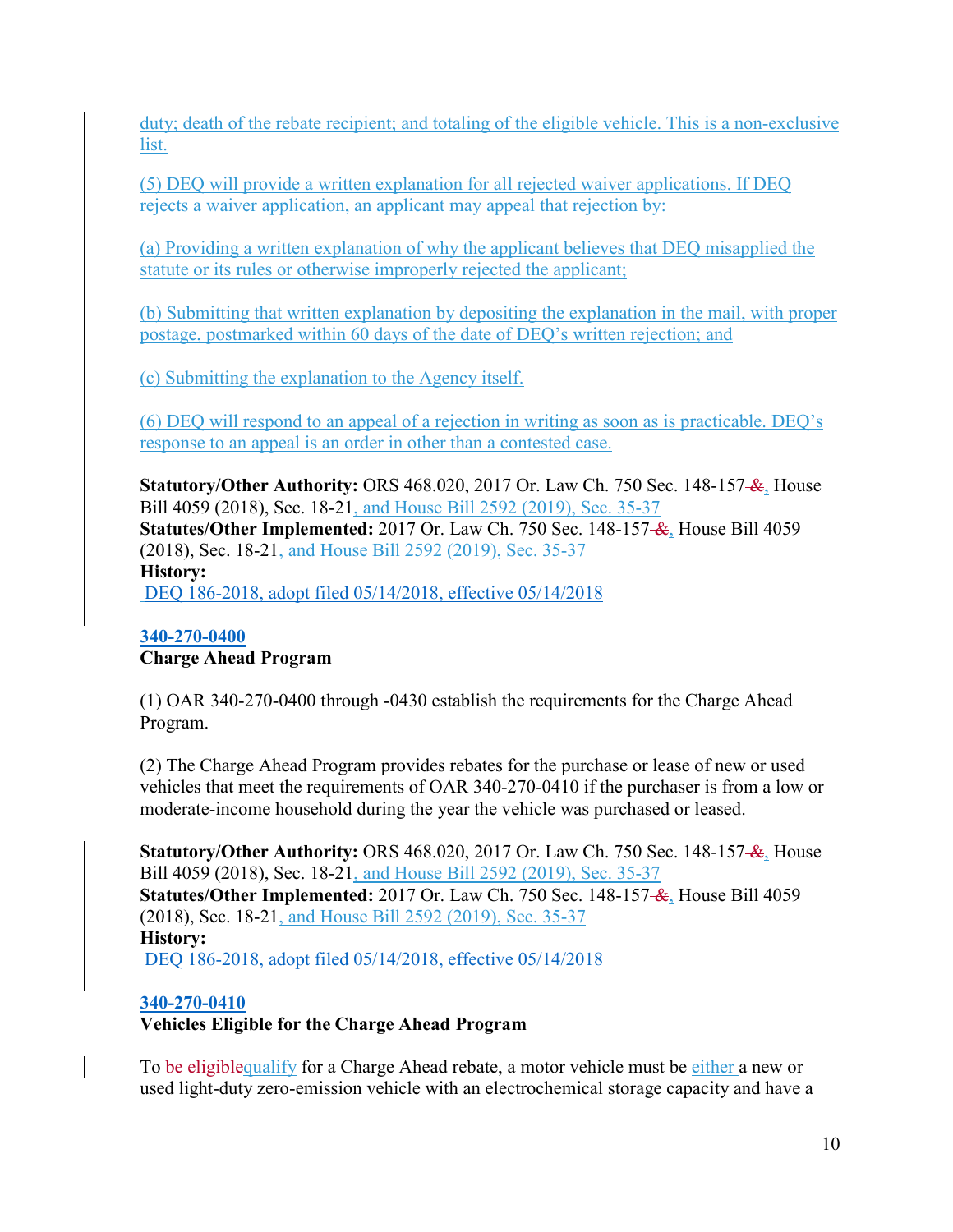duty; death of the rebate recipient; and totaling of the eligible vehicle. This is a non-exclusive list.

(5) DEQ will provide a written explanation for all rejected waiver applications. If DEQ rejects a waiver application, an applicant may appeal that rejection by:

(a) Providing a written explanation of why the applicant believes that DEQ misapplied the statute or its rules or otherwise improperly rejected the applicant;

(b) Submitting that written explanation by depositing the explanation in the mail, with proper postage, postmarked within 60 days of the date of DEQ's written rejection; and

(c) Submitting the explanation to the Agency itself.

(6) DEQ will respond to an appeal of a rejection in writing as soon as is practicable. DEQ's response to an appeal is an order in other than a contested case.

**Statutory/Other Authority:** ORS 468.020, 2017 Or. Law Ch. 750 Sec. 148-157 ~~&~~, House Bill 4059 (2018), Sec. 18-21, and House Bill 2592 (2019), Sec. 35-37
**Statutes/Other Implemented:** 2017 Or. Law Ch. 750 Sec. 148-157 ~~&~~, House Bill 4059 (2018), Sec. 18-21, and House Bill 2592 (2019), Sec. 35-37
**History:**
DEQ 186-2018, adopt filed 05/14/2018, effective 05/14/2018

**340-270-0400**
**Charge Ahead Program**

(1) OAR 340-270-0400 through -0430 establish the requirements for the Charge Ahead Program.

(2) The Charge Ahead Program provides rebates for the purchase or lease of new or used vehicles that meet the requirements of OAR 340-270-0410 if the purchaser is from a low or moderate-income household during the year the vehicle was purchased or leased.

**Statutory/Other Authority:** ORS 468.020, 2017 Or. Law Ch. 750 Sec. 148-157 ~~&~~, House Bill 4059 (2018), Sec. 18-21, and House Bill 2592 (2019), Sec. 35-37
**Statutes/Other Implemented:** 2017 Or. Law Ch. 750 Sec. 148-157 ~~&~~, House Bill 4059 (2018), Sec. 18-21, and House Bill 2592 (2019), Sec. 35-37
**History:**
DEQ 186-2018, adopt filed 05/14/2018, effective 05/14/2018

**340-270-0410**
**Vehicles Eligible for the Charge Ahead Program**

To ~~be eligible~~qualify for a Charge Ahead rebate, a motor vehicle must be either a new or used light-duty zero-emission vehicle with an electrochemical storage capacity and have a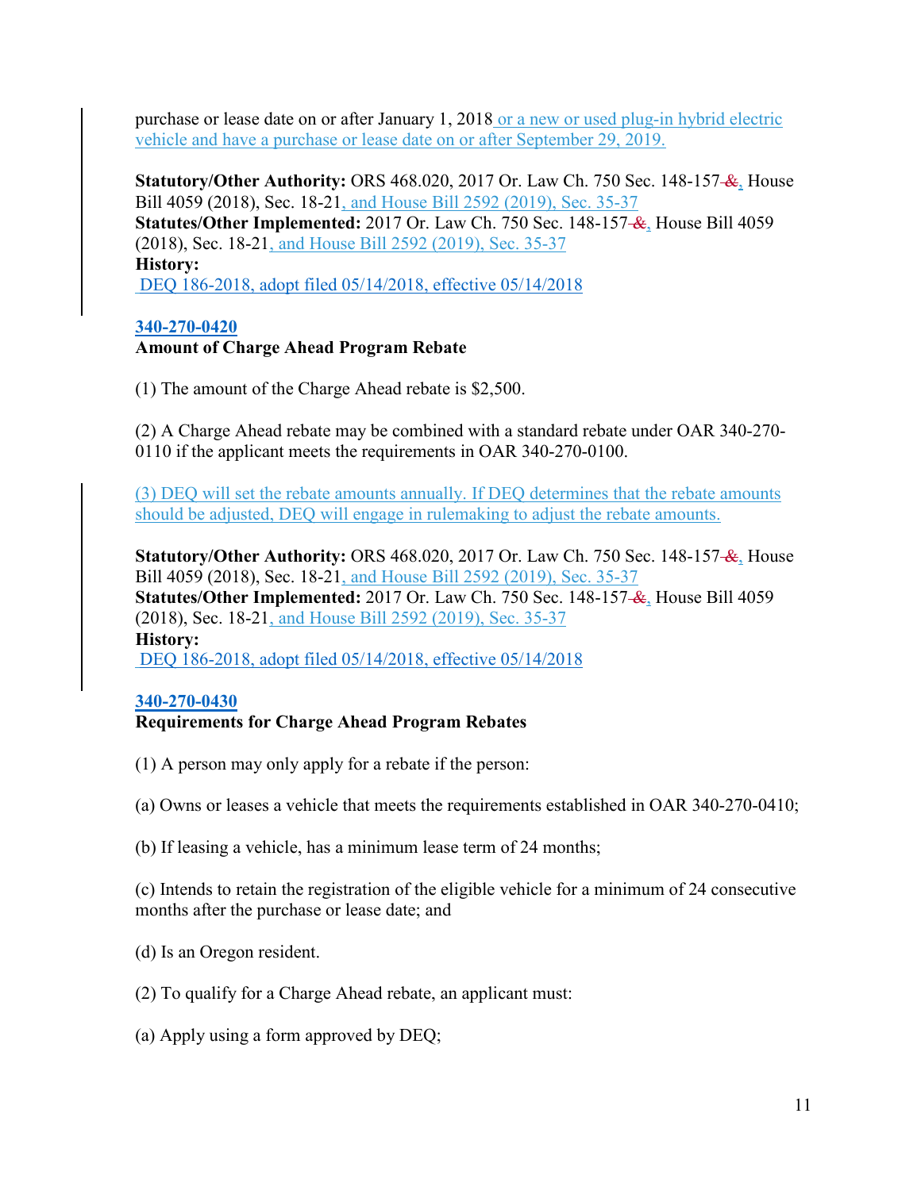purchase or lease date on or after January 1, 2018 or a new or used plug-in hybrid electric vehicle and have a purchase or lease date on or after September 29, 2019.

**Statutory/Other Authority:** ORS 468.020, 2017 Or. Law Ch. 750 Sec. 148-157 ~~&~~, House Bill 4059 (2018), Sec. 18-21, and House Bill 2592 (2019), Sec. 35-37
**Statutes/Other Implemented:** 2017 Or. Law Ch. 750 Sec. 148-157 ~~&~~, House Bill 4059 (2018), Sec. 18-21, and House Bill 2592 (2019), Sec. 35-37
**History:**
DEQ 186-2018, adopt filed 05/14/2018, effective 05/14/2018

**340-270-0420**
**Amount of Charge Ahead Program Rebate**

(1) The amount of the Charge Ahead rebate is $2,500.

(2) A Charge Ahead rebate may be combined with a standard rebate under OAR 340-270-0110 if the applicant meets the requirements in OAR 340-270-0100.

(3) DEQ will set the rebate amounts annually. If DEQ determines that the rebate amounts should be adjusted, DEQ will engage in rulemaking to adjust the rebate amounts.

**Statutory/Other Authority:** ORS 468.020, 2017 Or. Law Ch. 750 Sec. 148-157 ~~&~~, House Bill 4059 (2018), Sec. 18-21, and House Bill 2592 (2019), Sec. 35-37
**Statutes/Other Implemented:** 2017 Or. Law Ch. 750 Sec. 148-157 ~~&~~, House Bill 4059 (2018), Sec. 18-21, and House Bill 2592 (2019), Sec. 35-37
**History:**
DEQ 186-2018, adopt filed 05/14/2018, effective 05/14/2018

**340-270-0430**
**Requirements for Charge Ahead Program Rebates**

(1) A person may only apply for a rebate if the person:

(a) Owns or leases a vehicle that meets the requirements established in OAR 340-270-0410;

(b) If leasing a vehicle, has a minimum lease term of 24 months;

(c) Intends to retain the registration of the eligible vehicle for a minimum of 24 consecutive months after the purchase or lease date; and

(d) Is an Oregon resident.

(2) To qualify for a Charge Ahead rebate, an applicant must:

(a) Apply using a form approved by DEQ;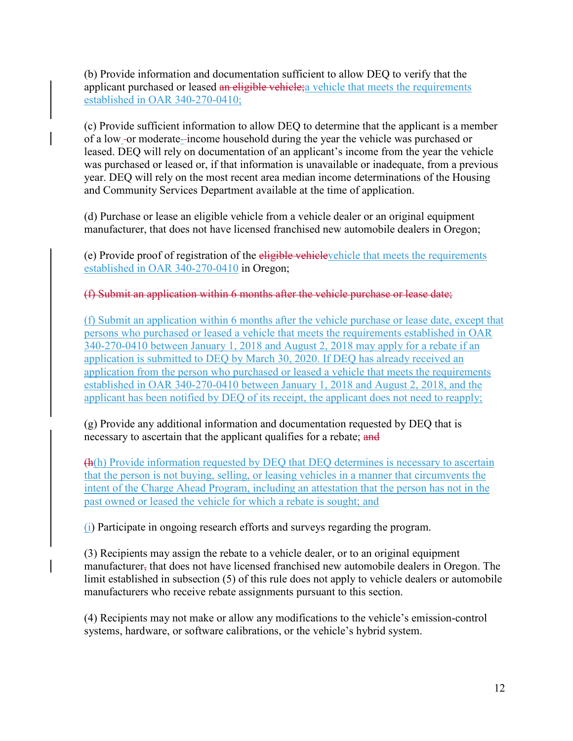(b) Provide information and documentation sufficient to allow DEQ to verify that the applicant purchased or leased ~~an eligible vehicle;~~a vehicle that meets the requirements established in OAR 340-270-0410;

(c) Provide sufficient information to allow DEQ to determine that the applicant is a member of a low -or moderate--income household during the year the vehicle was purchased or leased. DEQ will rely on documentation of an applicant's income from the year the vehicle was purchased or leased or, if that information is unavailable or inadequate, from a previous year. DEQ will rely on the most recent area median income determinations of the Housing and Community Services Department available at the time of application.

(d) Purchase or lease an eligible vehicle from a vehicle dealer or an original equipment manufacturer, that does not have licensed franchised new automobile dealers in Oregon;

(e) Provide proof of registration of the ~~eligible vehicle~~vehicle that meets the requirements established in OAR 340-270-0410 in Oregon;

~~(f) Submit an application within 6 months after the vehicle purchase or lease date;~~

(f) Submit an application within 6 months after the vehicle purchase or lease date, except that persons who purchased or leased a vehicle that meets the requirements established in OAR 340-270-0410 between January 1, 2018 and August 2, 2018 may apply for a rebate if an application is submitted to DEQ by March 30, 2020. If DEQ has already received an application from the person who purchased or leased a vehicle that meets the requirements established in OAR 340-270-0410 between January 1, 2018 and August 2, 2018, and the applicant has been notified by DEQ of its receipt, the applicant does not need to reapply;

(g) Provide any additional information and documentation requested by DEQ that is necessary to ascertain that the applicant qualifies for a rebate; ~~and~~

~~(h~~(h) Provide information requested by DEQ that DEQ determines is necessary to ascertain that the person is not buying, selling, or leasing vehicles in a manner that circumvents the intent of the Charge Ahead Program, including an attestation that the person has not in the past owned or leased the vehicle for which a rebate is sought; and

(i) Participate in ongoing research efforts and surveys regarding the program.

(3) Recipients may assign the rebate to a vehicle dealer, or to an original equipment manufacturer~~,~~ that does not have licensed franchised new automobile dealers in Oregon. The limit established in subsection (5) of this rule does not apply to vehicle dealers or automobile manufacturers who receive rebate assignments pursuant to this section.

(4) Recipients may not make or allow any modifications to the vehicle's emission-control systems, hardware, or software calibrations, or the vehicle's hybrid system.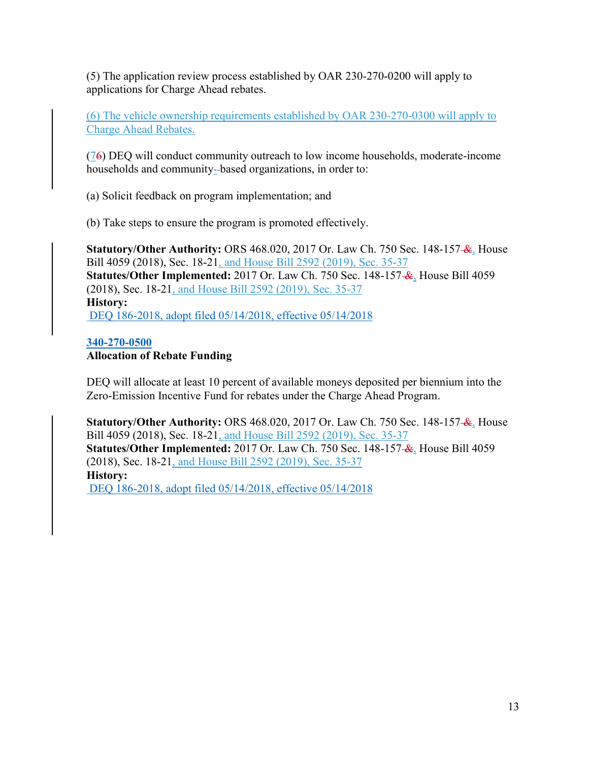(5) The application review process established by OAR 230-270-0200 will apply to applications for Charge Ahead rebates.

(6) The vehicle ownership requirements established by OAR 230-270-0300 will apply to Charge Ahead Rebates.

(7~~6~~) DEQ will conduct community outreach to low income households, moderate-income households and community-based organizations, in order to:

(a) Solicit feedback on program implementation; and

(b) Take steps to ensure the program is promoted effectively.

**Statutory/Other Authority:** ORS 468.020, 2017 Or. Law Ch. 750 Sec. 148-157~~ &~~, House Bill 4059 (2018), Sec. 18-21, and House Bill 2592 (2019), Sec. 35-37
**Statutes/Other Implemented:** 2017 Or. Law Ch. 750 Sec. 148-157~~ &~~, House Bill 4059 (2018), Sec. 18-21, and House Bill 2592 (2019), Sec. 35-37
**History:**
DEQ 186-2018, adopt filed 05/14/2018, effective 05/14/2018

**340-270-0500**
**Allocation of Rebate Funding**

DEQ will allocate at least 10 percent of available moneys deposited per biennium into the Zero-Emission Incentive Fund for rebates under the Charge Ahead Program.

**Statutory/Other Authority:** ORS 468.020, 2017 Or. Law Ch. 750 Sec. 148-157~~ &~~, House Bill 4059 (2018), Sec. 18-21, and House Bill 2592 (2019), Sec. 35-37
**Statutes/Other Implemented:** 2017 Or. Law Ch. 750 Sec. 148-157~~ &~~, House Bill 4059 (2018), Sec. 18-21, and House Bill 2592 (2019), Sec. 35-37
**History:**
DEQ 186-2018, adopt filed 05/14/2018, effective 05/14/2018